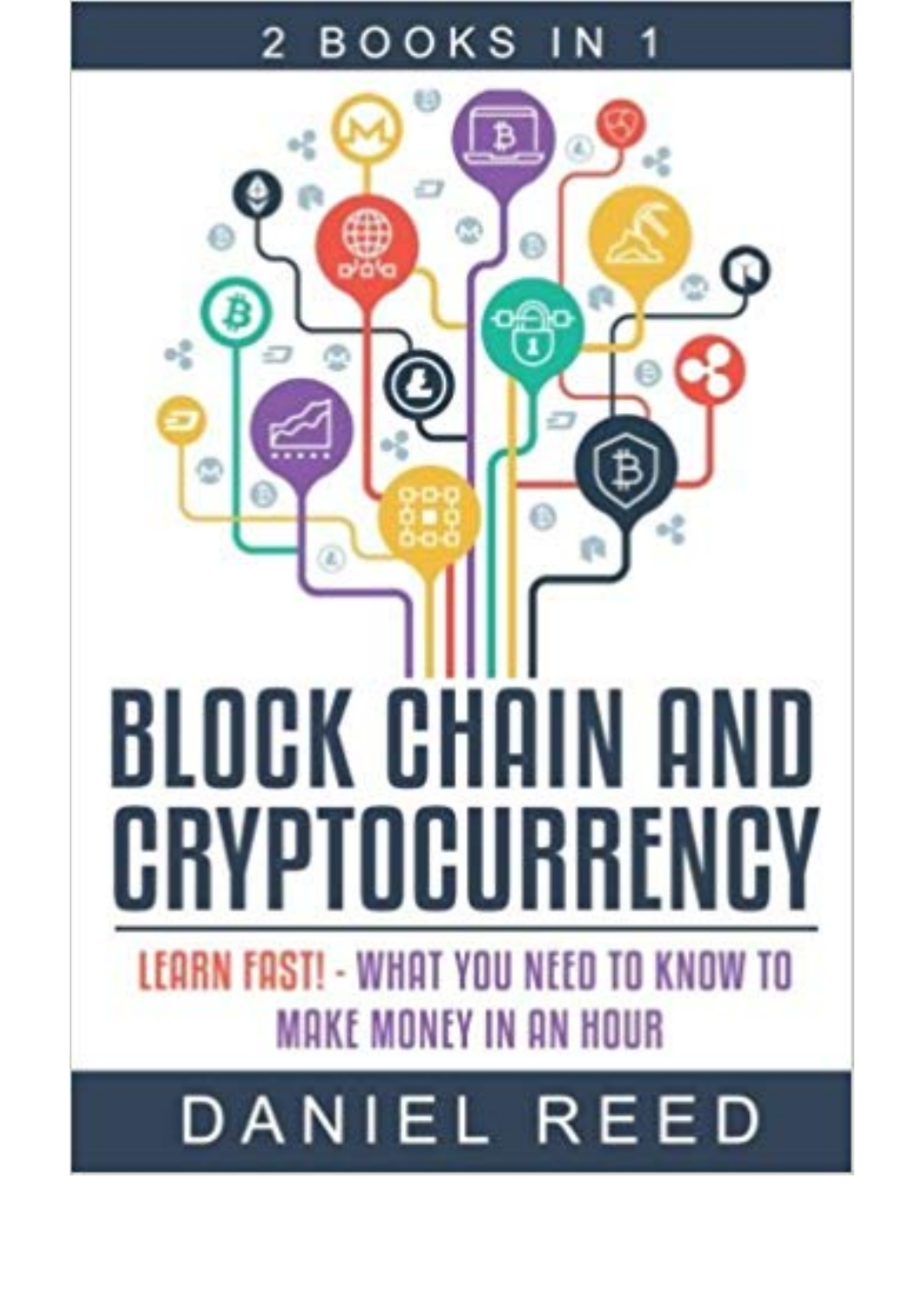2 BOOKS IN 1

# BLOCK CHAIN AND CRYPTOCURRENCY

## LEARN FAST! - WHAT YOU NEED TO KNOW TO MAKE MONEY IN AN HOUR

DANIEL REED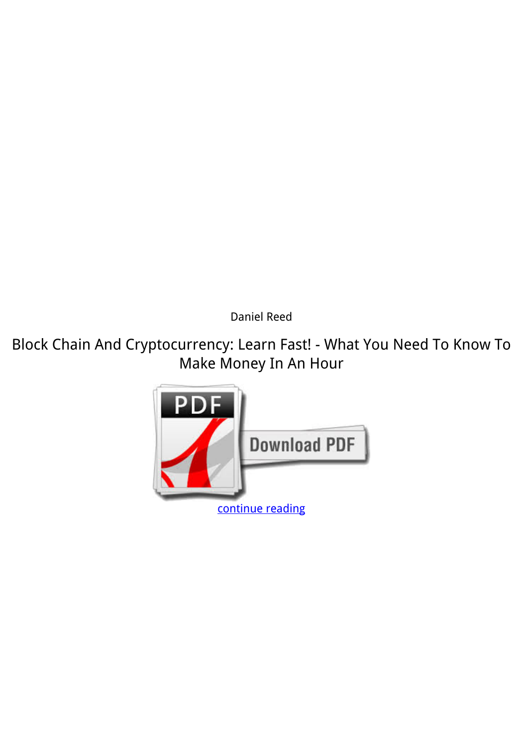Daniel Reed

# Block Chain And Cryptocurrency: Learn Fast! - What You Need To Know To Make Money In An Hour

continue reading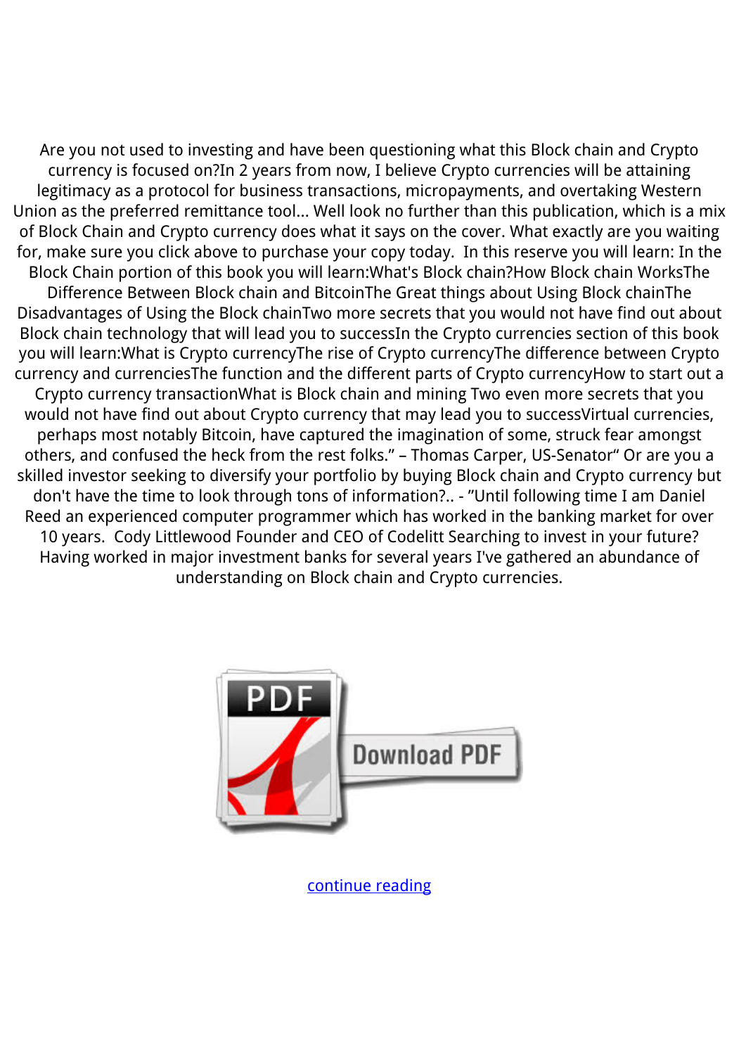Are you not used to investing and have been questioning what this Block chain and Crypto currency is focused on?In 2 years from now, I believe Crypto currencies will be attaining legitimacy as a protocol for business transactions, micropayments, and overtaking Western Union as the preferred remittance tool... Well look no further than this publication, which is a mix of Block Chain and Crypto currency does what it says on the cover. What exactly are you waiting for, make sure you click above to purchase your copy today. In this reserve you will learn: In the Block Chain portion of this book you will learn:What's Block chain?How Block chain WorksThe Difference Between Block chain and BitcoinThe Great things about Using Block chainThe Disadvantages of Using the Block chainTwo more secrets that you would not have find out about Block chain technology that will lead you to successIn the Crypto currencies section of this book you will learn:What is Crypto currencyThe rise of Crypto currencyThe difference between Crypto currency and currenciesThe function and the different parts of Crypto currencyHow to start out a Crypto currency transactionWhat is Block chain and mining Two even more secrets that you would not have find out about Crypto currency that may lead you to successVirtual currencies, perhaps most notably Bitcoin, have captured the imagination of some, struck fear amongst others, and confused the heck from the rest folks." – Thomas Carper, US-Senator" Or are you a skilled investor seeking to diversify your portfolio by buying Block chain and Crypto currency but don't have the time to look through tons of information?.. - "Until following time I am Daniel Reed an experienced computer programmer which has worked in the banking market for over 10 years. Cody Littlewood Founder and CEO of Codelitt Searching to invest in your future? Having worked in major investment banks for several years I've gathered an abundance of understanding on Block chain and Crypto currencies.

continue reading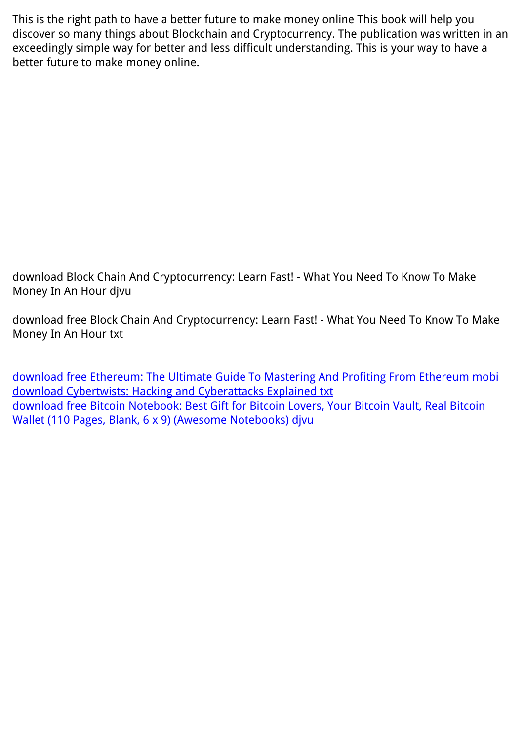This is the right path to have a better future to make money online This book will help you discover so many things about Blockchain and Cryptocurrency. The publication was written in an exceedingly simple way for better and less difficult understanding. This is your way to have a better future to make money online.

download Block Chain And Cryptocurrency: Learn Fast! - What You Need To Know To Make Money In An Hour djvu

download free Block Chain And Cryptocurrency: Learn Fast! - What You Need To Know To Make Money In An Hour txt

download free Ethereum: The Ultimate Guide To Mastering And Profiting From Ethereum mobi
download Cybertwists: Hacking and Cyberattacks Explained txt
download free Bitcoin Notebook: Best Gift for Bitcoin Lovers, Your Bitcoin Vault, Real Bitcoin Wallet (110 Pages, Blank, 6 x 9) (Awesome Notebooks) djvu